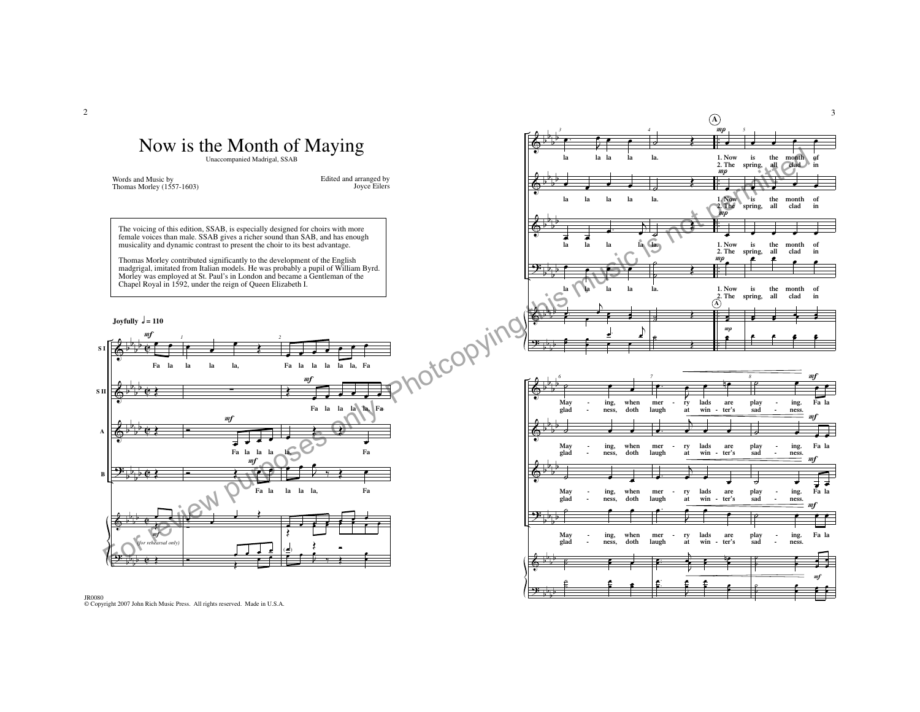# Now is the Month of Maying

Unaccompanied Madrigal, SSAB

Words and Music by
Thomas Morley (1557-1603)

Edited and arranged by
Joyce Eilers

The voicing of this edition, SSAB, is especially designed for choirs with more female voices than male. SSAB gives a richer sound than SAB, and has enough musicality and dynamic contrast to present the choir to its best advantage.

Thomas Morley contributed significantly to the development of the English madgrigal, imitated from Italian models. He was probably a pupil of William Byrd. Morley was employed at St. Paul's in London and became a Gentleman of the Chapel Royal in 1592, under the reign of Queen Elizabeth I.

Joyfully ♩= 110

S I: Fa la la la la, Fa la la la la la, Fa la la la la la.
S II: Fa la la la la, Fa la la la la la.
A: Fa la la la la, Fa la la la la la.
B: Fa la la la la, Fa la la la la la.

*(for rehearsal only)*

**A**

1. Now is the month of May - ing, when mer - ry lads are play - ing. Fa la
2. The spring, all clad in glad - ness, doth laugh at win - ter's sad - ness.

For review purposes only. Photocopying this music is not permitted.

JR0080
© Copyright 2007 John Rich Music Press. All rights reserved. Made in U.S.A.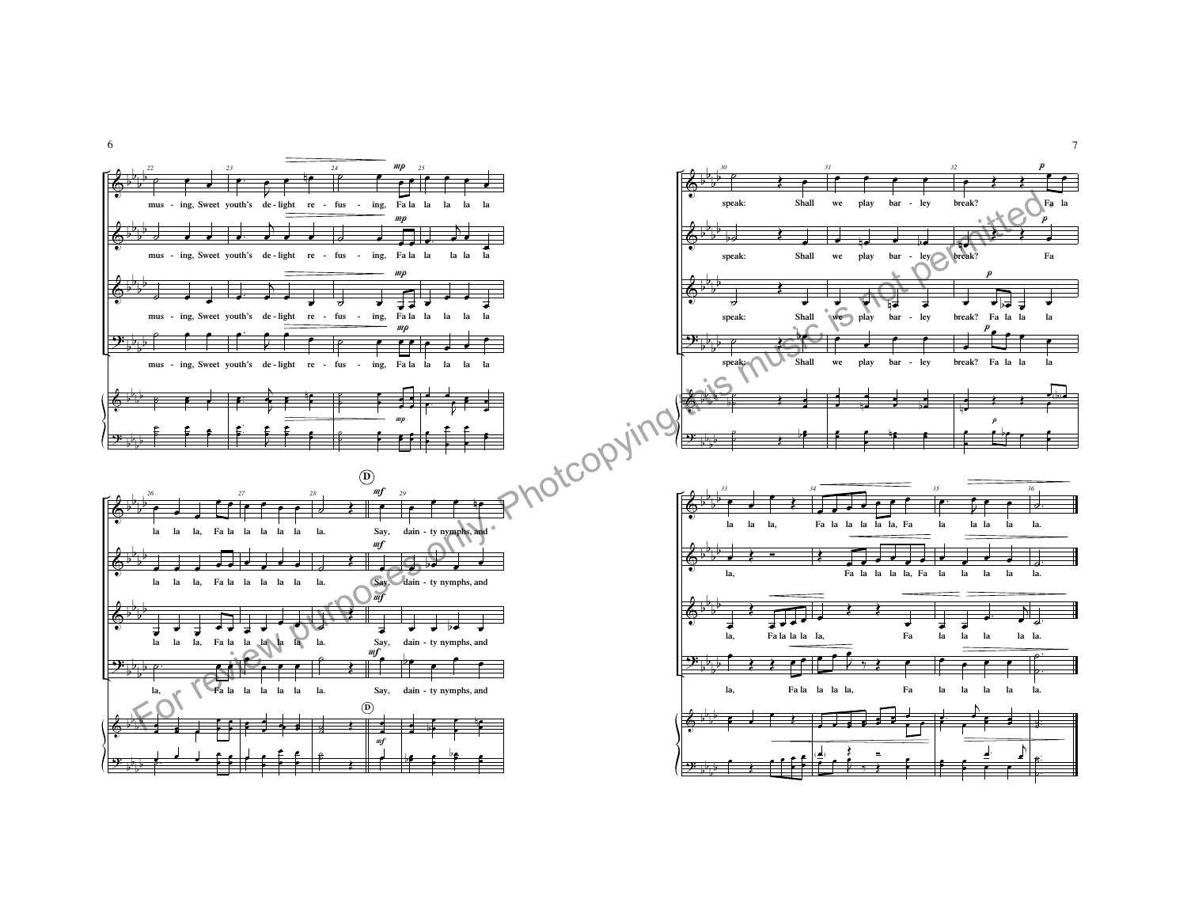For review purposes only. Photocopying this music is not permitted.